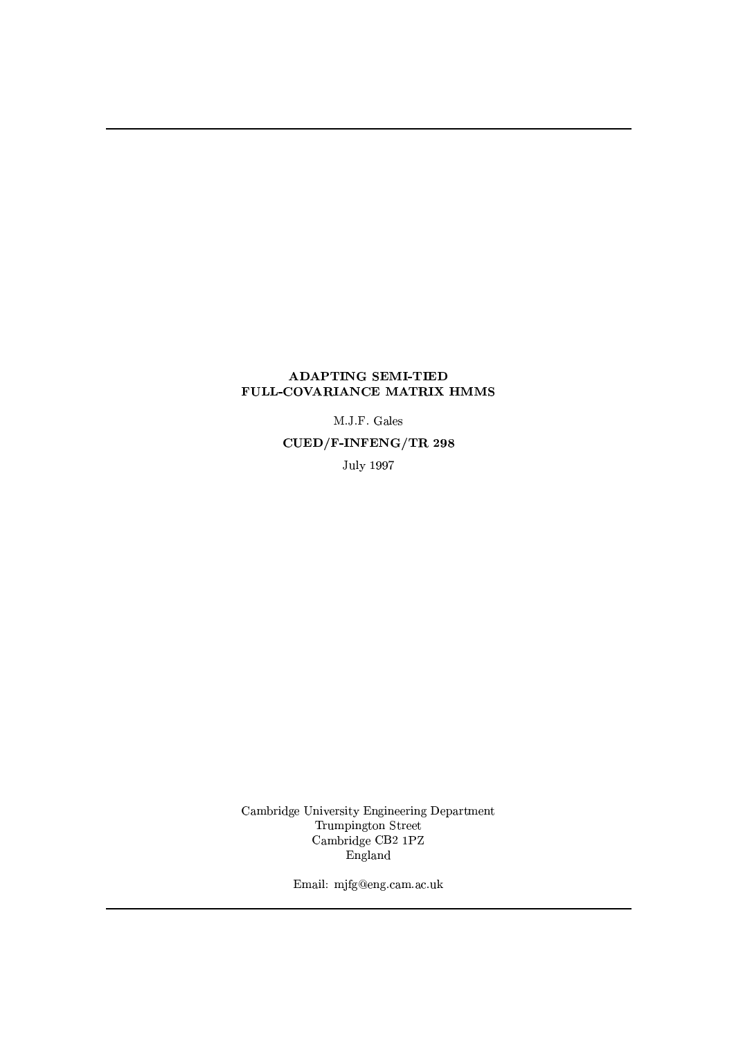# ADAPTING SEMI-TIED FULL-COVARIANCE MATRIX HMMS

M.J.F. Gales

**CUED/F-INFENG/TR 298**

July 1997

Cambridge University Engineering Department
Trumpington Street
Cambridge CB2 1PZ
England

Email: mjfg@eng.cam.ac.uk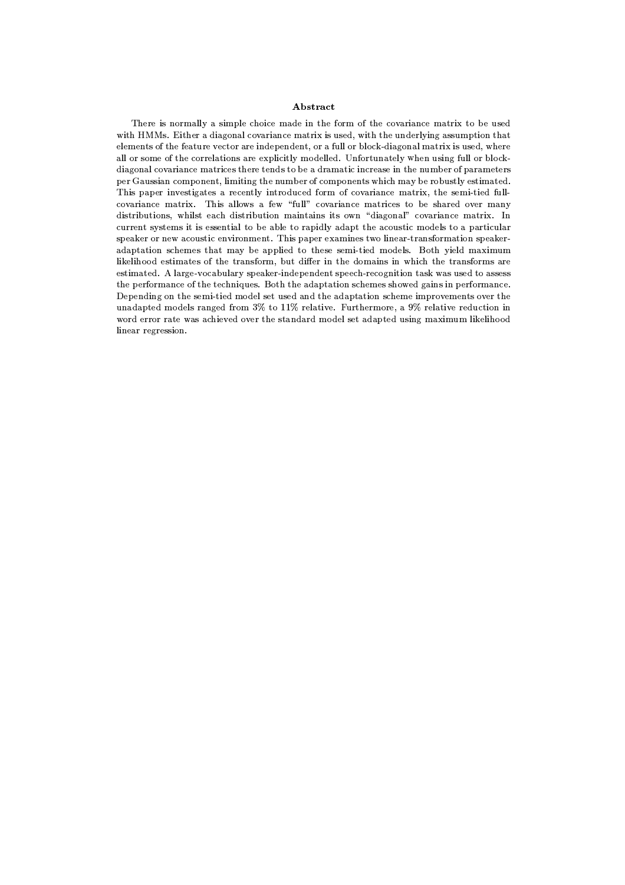## Abstract

There is normally a simple choice made in the form of the covariance matrix to be used with HMMs. Either a diagonal covariance matrix is used, with the underlying assumption that elements of the feature vector are independent, or a full or block-diagonal matrix is used, where all or some of the correlations are explicitly modelled. Unfortunately when using full or block-diagonal covariance matrices there tends to be a dramatic increase in the number of parameters per Gaussian component, limiting the number of components which may be robustly estimated. This paper investigates a recently introduced form of covariance matrix, the semi-tied full-covariance matrix. This allows a few "full" covariance matrices to be shared over many distributions, whilst each distribution maintains its own "diagonal" covariance matrix. In current systems it is essential to be able to rapidly adapt the acoustic models to a particular speaker or new acoustic environment. This paper examines two linear-transformation speaker-adaptation schemes that may be applied to these semi-tied models. Both yield maximum likelihood estimates of the transform, but differ in the domains in which the transforms are estimated. A large-vocabulary speaker-independent speech-recognition task was used to assess the performance of the techniques. Both the adaptation schemes showed gains in performance. Depending on the semi-tied model set used and the adaptation scheme improvements over the unadapted models ranged from 3% to 11% relative. Furthermore, a 9% relative reduction in word error rate was achieved over the standard model set adapted using maximum likelihood linear regression.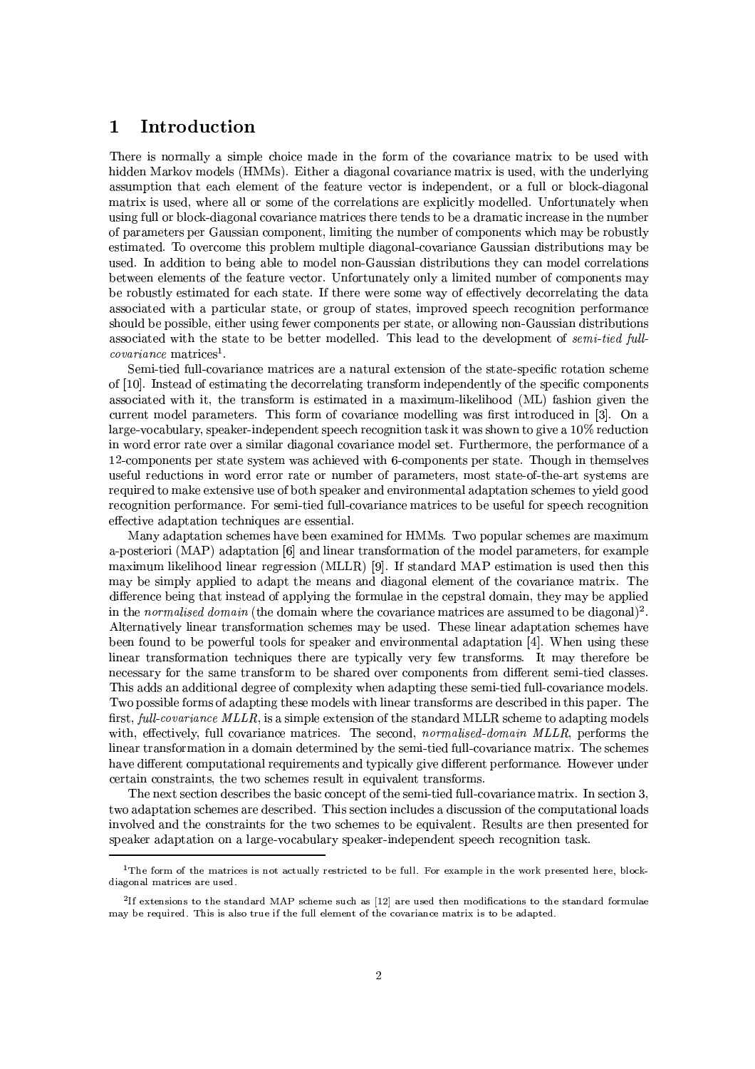# 1 Introduction

There is normally a simple choice made in the form of the covariance matrix to be used with hidden Markov models (HMMs). Either a diagonal covariance matrix is used, with the underlying assumption that each element of the feature vector is independent, or a full or block-diagonal matrix is used, where all or some of the correlations are explicitly modelled. Unfortunately when using full or block-diagonal covariance matrices there tends to be a dramatic increase in the number of parameters per Gaussian component, limiting the number of components which may be robustly estimated. To overcome this problem multiple diagonal-covariance Gaussian distributions may be used. In addition to being able to model non-Gaussian distributions they can model correlations between elements of the feature vector. Unfortunately only a limited number of components may be robustly estimated for each state. If there were some way of effectively decorrelating the data associated with a particular state, or group of states, improved speech recognition performance should be possible, either using fewer components per state, or allowing non-Gaussian distributions associated with the state to be better modelled. This lead to the development of *semi-tied full-covariance* matrices[1].

Semi-tied full-covariance matrices are a natural extension of the state-specific rotation scheme of [10]. Instead of estimating the decorrelating transform independently of the specific components associated with it, the transform is estimated in a maximum-likelihood (ML) fashion given the current model parameters. This form of covariance modelling was first introduced in [3]. On a large-vocabulary, speaker-independent speech recognition task it was shown to give a 10% reduction in word error rate over a similar diagonal covariance model set. Furthermore, the performance of a 12-components per state system was achieved with 6-components per state. Though in themselves useful reductions in word error rate or number of parameters, most state-of-the-art systems are required to make extensive use of both speaker and environmental adaptation schemes to yield good recognition performance. For semi-tied full-covariance matrices to be useful for speech recognition effective adaptation techniques are essential.

Many adaptation schemes have been examined for HMMs. Two popular schemes are maximum a-posteriori (MAP) adaptation [6] and linear transformation of the model parameters, for example maximum likelihood linear regression (MLLR) [9]. If standard MAP estimation is used then this may be simply applied to adapt the means and diagonal element of the covariance matrix. The difference being that instead of applying the formulae in the cepstral domain, they may be applied in the *normalised domain* (the domain where the covariance matrices are assumed to be diagonal)[2]. Alternatively linear transformation schemes may be used. These linear adaptation schemes have been found to be powerful tools for speaker and environmental adaptation [4]. When using these linear transformation techniques there are typically very few transforms. It may therefore be necessary for the same transform to be shared over components from different semi-tied classes. This adds an additional degree of complexity when adapting these semi-tied full-covariance models. Two possible forms of adapting these models with linear transforms are described in this paper. The first, *full-covariance MLLR*, is a simple extension of the standard MLLR scheme to adapting models with, effectively, full covariance matrices. The second, *normalised-domain MLLR*, performs the linear transformation in a domain determined by the semi-tied full-covariance matrix. The schemes have different computational requirements and typically give different performance. However under certain constraints, the two schemes result in equivalent transforms.

The next section describes the basic concept of the semi-tied full-covariance matrix. In section 3, two adaptation schemes are described. This section includes a discussion of the computational loads involved and the constraints for the two schemes to be equivalent. Results are then presented for speaker adaptation on a large-vocabulary speaker-independent speech recognition task.

---

[1] The form of the matrices is not actually restricted to be full. For example in the work presented here, block-diagonal matrices are used.

[2] If extensions to the standard MAP scheme such as [12] are used then modifications to the standard formulae may be required. This is also true if the full element of the covariance matrix is to be adapted.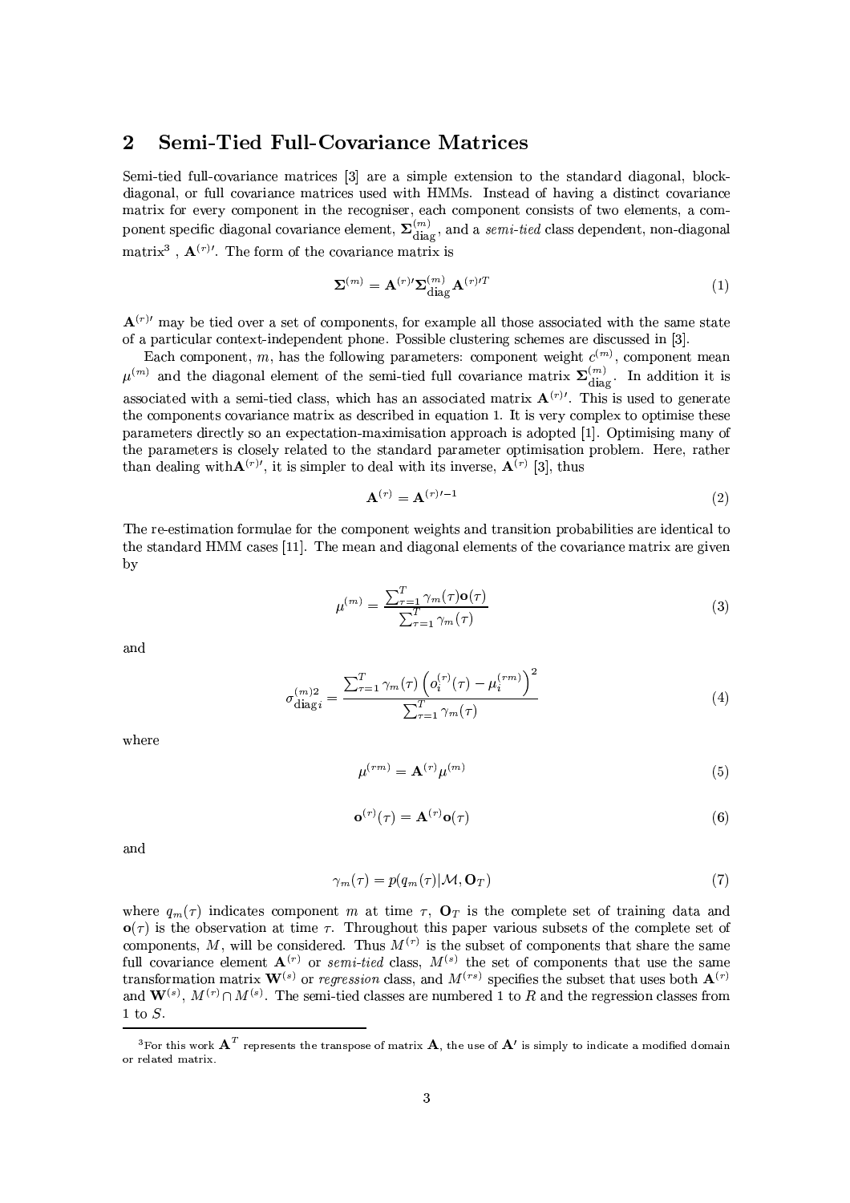## 2 Semi-Tied Full-Covariance Matrices

Semi-tied full-covariance matrices [3] are a simple extension to the standard diagonal, block-diagonal, or full covariance matrices used with HMMs. Instead of having a distinct covariance matrix for every component in the recogniser, each component consists of two elements, a component specific diagonal covariance element, $\mathbf{\Sigma}^{(m)}_{\text{diag}}$, and a *semi-tied* class dependent, non-diagonal matrix[3], $\mathbf{A}^{(r)\prime}$. The form of the covariance matrix is

$$\mathbf{\Sigma}^{(m)} = \mathbf{A}^{(r)\prime}\mathbf{\Sigma}^{(m)}_{\text{diag}}\mathbf{A}^{(r)\prime T} \tag{1}$$

$\mathbf{A}^{(r)\prime}$ may be tied over a set of components, for example all those associated with the same state of a particular context-independent phone. Possible clustering schemes are discussed in [3].

Each component, $m$, has the following parameters: component weight $c^{(m)}$, component mean $\mu^{(m)}$ and the diagonal element of the semi-tied full covariance matrix $\mathbf{\Sigma}^{(m)}_{\text{diag}}$. In addition it is associated with a semi-tied class, which has an associated matrix $\mathbf{A}^{(r)\prime}$. This is used to generate the components covariance matrix as described in equation 1. It is very complex to optimise these parameters directly so an expectation-maximisation approach is adopted [1]. Optimising many of the parameters is closely related to the standard parameter optimisation problem. Here, rather than dealing with$\mathbf{A}^{(r)\prime}$, it is simpler to deal with its inverse, $\mathbf{A}^{(r)}$ [3], thus

$$\mathbf{A}^{(r)} = \mathbf{A}^{(r)\prime-1} \tag{2}$$

The re-estimation formulae for the component weights and transition probabilities are identical to the standard HMM cases [11]. The mean and diagonal elements of the covariance matrix are given by

$$\mu^{(m)} = \frac{\sum_{\tau=1}^{T}\gamma_m(\tau)\mathbf{o}(\tau)}{\sum_{\tau=1}^{T}\gamma_m(\tau)} \tag{3}$$

and

$$\sigma^{(m)2}_{\text{diag}i} = \frac{\sum_{\tau=1}^{T}\gamma_m(\tau)\left(o_i^{(r)}(\tau) - \mu_i^{(rm)}\right)^2}{\sum_{\tau=1}^{T}\gamma_m(\tau)} \tag{4}$$

where

$$\mu^{(rm)} = \mathbf{A}^{(r)}\mu^{(m)} \tag{5}$$

$$\mathbf{o}^{(r)}(\tau) = \mathbf{A}^{(r)}\mathbf{o}(\tau) \tag{6}$$

and

$$\gamma_m(\tau) = p(q_m(\tau)|\mathcal{M}, \mathbf{O}_T) \tag{7}$$

where $q_m(\tau)$ indicates component $m$ at time $\tau$, $\mathbf{O}_T$ is the complete set of training data and $\mathbf{o}(\tau)$ is the observation at time $\tau$. Throughout this paper various subsets of the complete set of components, $M$, will be considered. Thus $M^{(r)}$ is the subset of components that share the same full covariance element $\mathbf{A}^{(r)}$ or *semi-tied* class, $M^{(s)}$ the set of components that use the same transformation matrix $\mathbf{W}^{(s)}$ or *regression* class, and $M^{(rs)}$ specifies the subset that uses both $\mathbf{A}^{(r)}$ and $\mathbf{W}^{(s)}$, $M^{(r)} \cap M^{(s)}$. The semi-tied classes are numbered 1 to $R$ and the regression classes from 1 to $S$.

[3] For this work $\mathbf{A}^T$ represents the transpose of matrix $\mathbf{A}$, the use of $\mathbf{A}'$ is simply to indicate a modified domain or related matrix.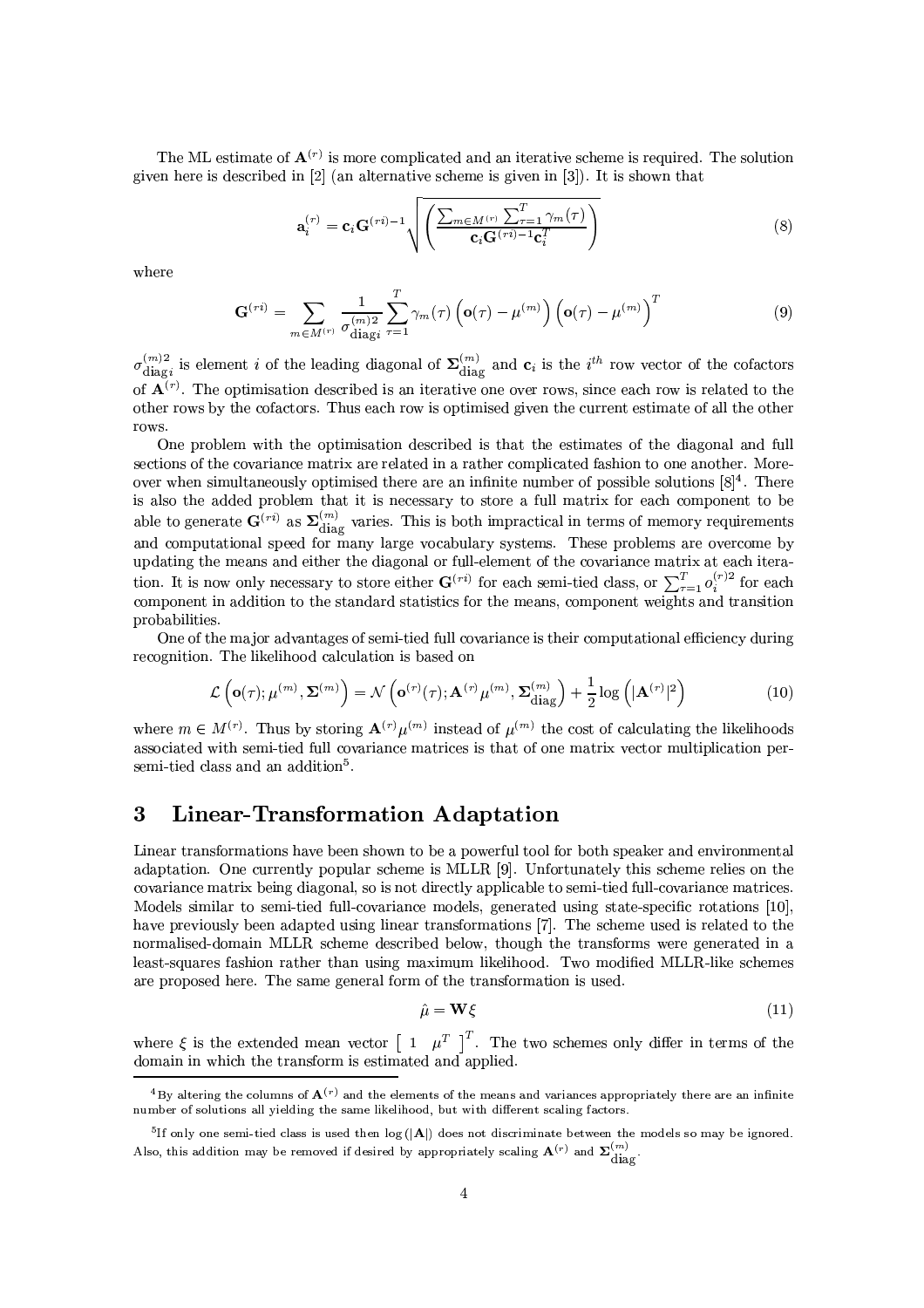The ML estimate of $\mathbf{A}^{(r)}$ is more complicated and an iterative scheme is required. The solution given here is described in [2] (an alternative scheme is given in [3]). It is shown that

$$\mathbf{a}_i^{(r)} = \mathbf{c}_i \mathbf{G}^{(ri)-1} \sqrt{\left( \frac{\sum_{m \in M^{(r)}} \sum_{\tau=1}^{T} \gamma_m(\tau)}{\mathbf{c}_i \mathbf{G}^{(ri)-1} \mathbf{c}_i^T} \right)} \tag{8}$$

where

$$\mathbf{G}^{(ri)} = \sum_{m \in M^{(r)}} \frac{1}{\sigma_{\text{diag}i}^{(m)2}} \sum_{\tau=1}^{T} \gamma_m(\tau) \left( \mathbf{o}(\tau) - \mu^{(m)} \right) \left( \mathbf{o}(\tau) - \mu^{(m)} \right)^T \tag{9}$$

$\sigma_{\text{diag}i}^{(m)2}$ is element $i$ of the leading diagonal of $\mathbf{\Sigma}_{\text{diag}}^{(m)}$ and $\mathbf{c}_i$ is the $i^{th}$ row vector of the cofactors of $\mathbf{A}^{(r)}$. The optimisation described is an iterative one over rows, since each row is related to the other rows by the cofactors. Thus each row is optimised given the current estimate of all the other rows.

One problem with the optimisation described is that the estimates of the diagonal and full sections of the covariance matrix are related in a rather complicated fashion to one another. Moreover when simultaneously optimised there are an infinite number of possible solutions [8][4]. There is also the added problem that it is necessary to store a full matrix for each component to be able to generate $\mathbf{G}^{(ri)}$ as $\mathbf{\Sigma}_{\text{diag}}^{(m)}$ varies. This is both impractical in terms of memory requirements and computational speed for many large vocabulary systems. These problems are overcome by updating the means and either the diagonal or full-element of the covariance matrix at each iteration. It is now only necessary to store either $\mathbf{G}^{(ri)}$ for each semi-tied class, or $\sum_{\tau=1}^{T} o_i^{(r)2}$ for each component in addition to the standard statistics for the means, component weights and transition probabilities.

One of the major advantages of semi-tied full covariance is their computational efficiency during recognition. The likelihood calculation is based on

$$\mathcal{L}\left(\mathbf{o}(\tau); \mu^{(m)}, \mathbf{\Sigma}^{(m)}\right) = \mathcal{N}\left(\mathbf{o}^{(r)}(\tau); \mathbf{A}^{(r)}\mu^{(m)}, \mathbf{\Sigma}_{\text{diag}}^{(m)}\right) + \frac{1}{2}\log\left(|\mathbf{A}^{(r)}|^2\right) \tag{10}$$

where $m \in M^{(r)}$. Thus by storing $\mathbf{A}^{(r)}\mu^{(m)}$ instead of $\mu^{(m)}$ the cost of calculating the likelihoods associated with semi-tied full covariance matrices is that of one matrix vector multiplication per-semi-tied class and an addition[5].

## 3 Linear-Transformation Adaptation

Linear transformations have been shown to be a powerful tool for both speaker and environmental adaptation. One currently popular scheme is MLLR [9]. Unfortunately this scheme relies on the covariance matrix being diagonal, so is not directly applicable to semi-tied full-covariance matrices. Models similar to semi-tied full-covariance models, generated using state-specific rotations [10], have previously been adapted using linear transformations [7]. The scheme used is related to the normalised-domain MLLR scheme described below, though the transforms were generated in a least-squares fashion rather than using maximum likelihood. Two modified MLLR-like schemes are proposed here. The same general form of the transformation is used.

$$\hat{\mu} = \mathbf{W}\xi \tag{11}$$

where $\xi$ is the extended mean vector $\left[\begin{array}{cc} 1 & \mu^T \end{array}\right]^T$. The two schemes only differ in terms of the domain in which the transform is estimated and applied.

---

[4] By altering the columns of $\mathbf{A}^{(r)}$ and the elements of the means and variances appropriately there are an infinite number of solutions all yielding the same likelihood, but with different scaling factors.

[5] If only one semi-tied class is used then $\log(|\mathbf{A}|)$ does not discriminate between the models so may be ignored. Also, this addition may be removed if desired by appropriately scaling $\mathbf{A}^{(r)}$ and $\mathbf{\Sigma}_{\text{diag}}^{(m)}$.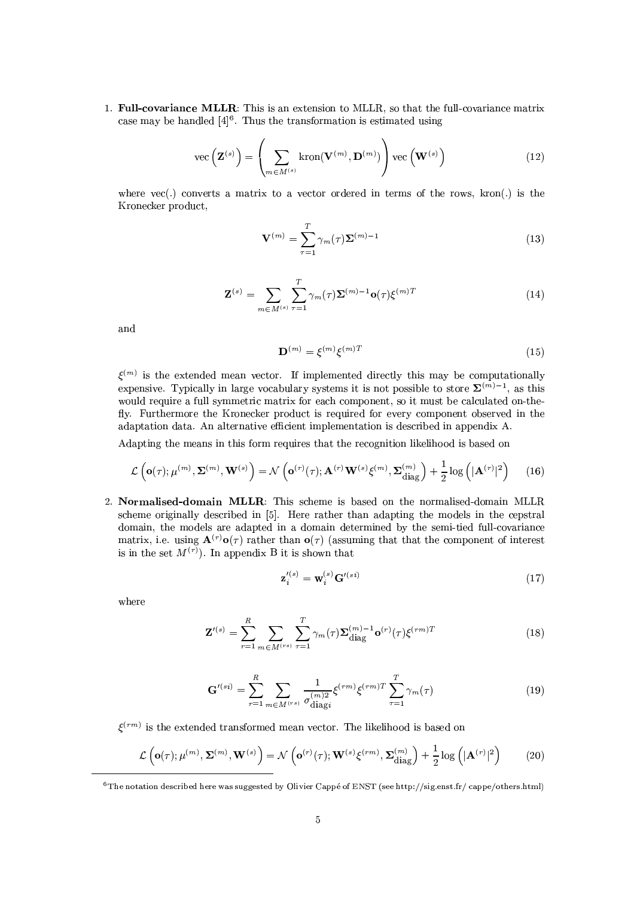1. **Full-covariance MLLR**: This is an extension to MLLR, so that the full-covariance matrix case may be handled [4][6]. Thus the transformation is estimated using

$$\mathrm{vec}\left(\mathbf{Z}^{(s)}\right) = \left(\sum_{m \in M^{(s)}} \mathrm{kron}(\mathbf{V}^{(m)}, \mathbf{D}^{(m)})\right) \mathrm{vec}\left(\mathbf{W}^{(s)}\right) \tag{12}$$

where vec(.) converts a matrix to a vector ordered in terms of the rows, kron(.) is the Kronecker product,

$$\mathbf{V}^{(m)} = \sum_{\tau=1}^{T} \gamma_m(\tau) \mathbf{\Sigma}^{(m)-1} \tag{13}$$

$$\mathbf{Z}^{(s)} = \sum_{m \in M^{(s)}} \sum_{\tau=1}^{T} \gamma_m(\tau) \mathbf{\Sigma}^{(m)-1} \mathbf{o}(\tau) \xi^{(m)T} \tag{14}$$

and

$$\mathbf{D}^{(m)} = \xi^{(m)} \xi^{(m)T} \tag{15}$$

$\xi^{(m)}$ is the extended mean vector. If implemented directly this may be computationally expensive. Typically in large vocabulary systems it is not possible to store $\mathbf{\Sigma}^{(m)-1}$, as this would require a full symmetric matrix for each component, so it must be calculated on-the-fly. Furthermore the Kronecker product is required for every component observed in the adaptation data. An alternative efficient implementation is described in appendix A.

Adapting the means in this form requires that the recognition likelihood is based on

$$\mathcal{L}\left(\mathbf{o}(\tau); \mu^{(m)}, \mathbf{\Sigma}^{(m)}, \mathbf{W}^{(s)}\right) = \mathcal{N}\left(\mathbf{o}^{(r)}(\tau); \mathbf{A}^{(r)} \mathbf{W}^{(s)} \xi^{(m)}, \mathbf{\Sigma}_{\mathrm{diag}}^{(m)}\right) + \frac{1}{2} \log\left(|\mathbf{A}^{(r)}|^2\right) \tag{16}$$

2. **Normalised-domain MLLR**: This scheme is based on the normalised-domain MLLR scheme originally described in [5]. Here rather than adapting the models in the cepstral domain, the models are adapted in a domain determined by the semi-tied full-covariance matrix, i.e. using $\mathbf{A}^{(r)}\mathbf{o}(\tau)$ rather than $\mathbf{o}(\tau)$ (assuming that that the component of interest is in the set $M^{(r)}$). In appendix B it is shown that

$$\mathbf{z}_i^{\prime(s)} = \mathbf{w}_i^{(s)} \mathbf{G}^{\prime(si)} \tag{17}$$

where

$$\mathbf{Z}^{\prime(s)} = \sum_{r=1}^{R} \sum_{m \in M^{(rs)}} \sum_{\tau=1}^{T} \gamma_m(\tau) \mathbf{\Sigma}_{\mathrm{diag}}^{(m)-1} \mathbf{o}^{(r)}(\tau) \xi^{(rm)T} \tag{18}$$

$$\mathbf{G}^{\prime(si)} = \sum_{r=1}^{R} \sum_{m \in M^{(rs)}} \frac{1}{\sigma_{\mathrm{diag}i}^{(m)2}} \xi^{(rm)} \xi^{(rm)T} \sum_{\tau=1}^{T} \gamma_m(\tau) \tag{19}$$

$\xi^{(rm)}$ is the extended transformed mean vector. The likelihood is based on

$$\mathcal{L}\left(\mathbf{o}(\tau); \mu^{(m)}, \mathbf{\Sigma}^{(m)}, \mathbf{W}^{(s)}\right) = \mathcal{N}\left(\mathbf{o}^{(r)}(\tau); \mathbf{W}^{(s)} \xi^{(rm)}, \mathbf{\Sigma}_{\mathrm{diag}}^{(m)}\right) + \frac{1}{2} \log\left(|\mathbf{A}^{(r)}|^2\right) \tag{20}$$

[6] The notation described here was suggested by Olivier Cappé of ENST (see http://sig.enst.fr/ cappe/others.html)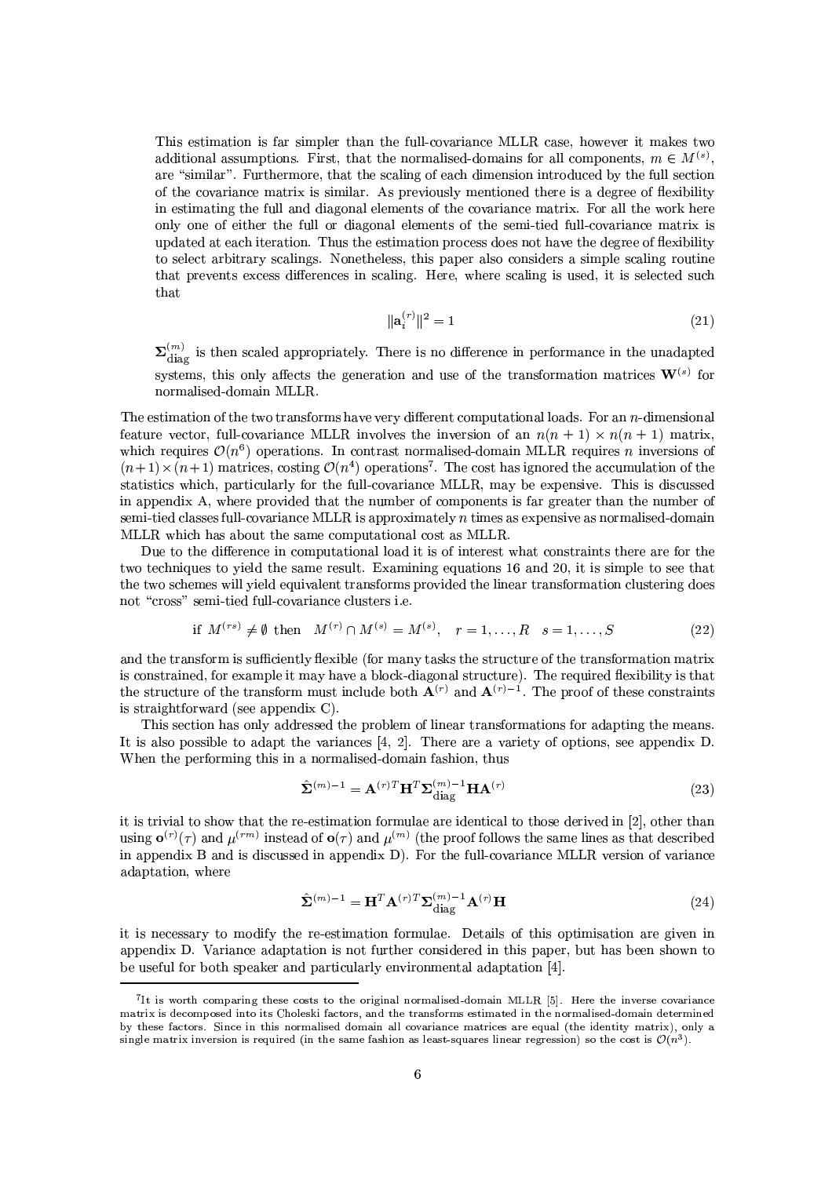This estimation is far simpler than the full-covariance MLLR case, however it makes two additional assumptions. First, that the normalised-domains for all components, $m \in M^{(s)}$, are "similar". Furthermore, that the scaling of each dimension introduced by the full section of the covariance matrix is similar. As previously mentioned there is a degree of flexibility in estimating the full and diagonal elements of the covariance matrix. For all the work here only one of either the full or diagonal elements of the semi-tied full-covariance matrix is updated at each iteration. Thus the estimation process does not have the degree of flexibility to select arbitrary scalings. Nonetheless, this paper also considers a simple scaling routine that prevents excess differences in scaling. Here, where scaling is used, it is selected such that

$$\|\mathbf{a}_i^{(r)}\|^2 = 1 \tag{21}$$

$\boldsymbol{\Sigma}_{\text{diag}}^{(m)}$ is then scaled appropriately. There is no difference in performance in the unadapted systems, this only affects the generation and use of the transformation matrices $\mathbf{W}^{(s)}$ for normalised-domain MLLR.

The estimation of the two transforms have very different computational loads. For an $n$-dimensional feature vector, full-covariance MLLR involves the inversion of an $n(n+1) \times n(n+1)$ matrix, which requires $\mathcal{O}(n^6)$ operations. In contrast normalised-domain MLLR requires $n$ inversions of $(n+1) \times (n+1)$ matrices, costing $\mathcal{O}(n^4)$ operations[7]. The cost has ignored the accumulation of the statistics which, particularly for the full-covariance MLLR, may be expensive. This is discussed in appendix A, where provided that the number of components is far greater than the number of semi-tied classes full-covariance MLLR is approximately $n$ times as expensive as normalised-domain MLLR which has about the same computational cost as MLLR.

Due to the difference in computational load it is of interest what constraints there are for the two techniques to yield the same result. Examining equations 16 and 20, it is simple to see that the two schemes will yield equivalent transforms provided the linear transformation clustering does not "cross" semi-tied full-covariance clusters i.e.

$$\text{if } M^{(rs)} \neq \emptyset \text{ then } \quad M^{(r)} \cap M^{(s)} = M^{(s)}, \quad r = 1, \ldots, R \quad s = 1, \ldots, S \tag{22}$$

and the transform is sufficiently flexible (for many tasks the structure of the transformation matrix is constrained, for example it may have a block-diagonal structure). The required flexibility is that the structure of the transform must include both $\mathbf{A}^{(r)}$ and $\mathbf{A}^{(r)-1}$. The proof of these constraints is straightforward (see appendix C).

This section has only addressed the problem of linear transformations for adapting the means. It is also possible to adapt the variances [4, 2]. There are a variety of options, see appendix D. When the performing this in a normalised-domain fashion, thus

$$\hat{\boldsymbol{\Sigma}}^{(m)-1} = \mathbf{A}^{(r)T}\mathbf{H}^T\boldsymbol{\Sigma}_{\text{diag}}^{(m)-1}\mathbf{H}\mathbf{A}^{(r)} \tag{23}$$

it is trivial to show that the re-estimation formulae are identical to those derived in [2], other than using $\mathbf{o}^{(r)}(\tau)$ and $\mu^{(rm)}$ instead of $\mathbf{o}(\tau)$ and $\mu^{(m)}$ (the proof follows the same lines as that described in appendix B and is discussed in appendix D). For the full-covariance MLLR version of variance adaptation, where

$$\hat{\boldsymbol{\Sigma}}^{(m)-1} = \mathbf{H}^T\mathbf{A}^{(r)T}\boldsymbol{\Sigma}_{\text{diag}}^{(m)-1}\mathbf{A}^{(r)}\mathbf{H} \tag{24}$$

it is necessary to modify the re-estimation formulae. Details of this optimisation are given in appendix D. Variance adaptation is not further considered in this paper, but has been shown to be useful for both speaker and particularly environmental adaptation [4].

[7] It is worth comparing these costs to the original normalised-domain MLLR [5]. Here the inverse covariance matrix is decomposed into its Choleski factors, and the transforms estimated in the normalised-domain determined by these factors. Since in this normalised domain all covariance matrices are equal (the identity matrix), only a single matrix inversion is required (in the same fashion as least-squares linear regression) so the cost is $\mathcal{O}(n^3)$.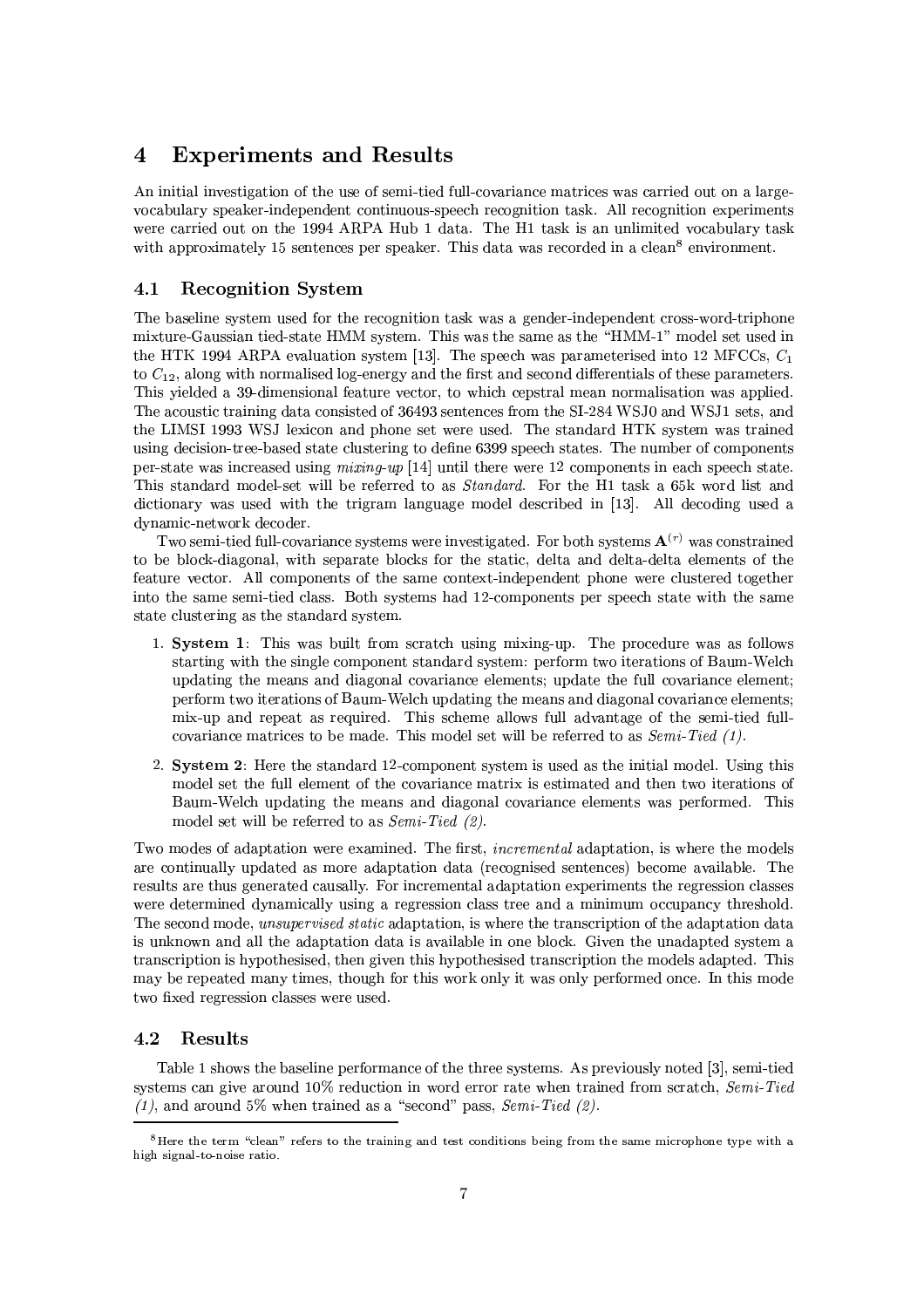# 4 Experiments and Results

An initial investigation of the use of semi-tied full-covariance matrices was carried out on a large-vocabulary speaker-independent continuous-speech recognition task. All recognition experiments were carried out on the 1994 ARPA Hub 1 data. The H1 task is an unlimited vocabulary task with approximately 15 sentences per speaker. This data was recorded in a clean[8] environment.

## 4.1 Recognition System

The baseline system used for the recognition task was a gender-independent cross-word-triphone mixture-Gaussian tied-state HMM system. This was the same as the "HMM-1" model set used in the HTK 1994 ARPA evaluation system [13]. The speech was parameterised into 12 MFCCs, $C_1$ to $C_{12}$, along with normalised log-energy and the first and second differentials of these parameters. This yielded a 39-dimensional feature vector, to which cepstral mean normalisation was applied. The acoustic training data consisted of 36493 sentences from the SI-284 WSJ0 and WSJ1 sets, and the LIMSI 1993 WSJ lexicon and phone set were used. The standard HTK system was trained using decision-tree-based state clustering to define 6399 speech states. The number of components per-state was increased using *mixing-up* [14] until there were 12 components in each speech state. This standard model-set will be referred to as *Standard*. For the H1 task a 65k word list and dictionary was used with the trigram language model described in [13]. All decoding used a dynamic-network decoder.

Two semi-tied full-covariance systems were investigated. For both systems $\mathbf{A}^{(r)}$ was constrained to be block-diagonal, with separate blocks for the static, delta and delta-delta elements of the feature vector. All components of the same context-independent phone were clustered together into the same semi-tied class. Both systems had 12-components per speech state with the same state clustering as the standard system.

1. **System 1**: This was built from scratch using mixing-up. The procedure was as follows starting with the single component standard system: perform two iterations of Baum-Welch updating the means and diagonal covariance elements; update the full covariance element; perform two iterations of Baum-Welch updating the means and diagonal covariance elements; mix-up and repeat as required. This scheme allows full advantage of the semi-tied full-covariance matrices to be made. This model set will be referred to as *Semi-Tied (1)*.

2. **System 2**: Here the standard 12-component system is used as the initial model. Using this model set the full element of the covariance matrix is estimated and then two iterations of Baum-Welch updating the means and diagonal covariance elements was performed. This model set will be referred to as *Semi-Tied (2)*.

Two modes of adaptation were examined. The first, *incremental* adaptation, is where the models are continually updated as more adaptation data (recognised sentences) become available. The results are thus generated causally. For incremental adaptation experiments the regression classes were determined dynamically using a regression class tree and a minimum occupancy threshold. The second mode, *unsupervised static* adaptation, is where the transcription of the adaptation data is unknown and all the adaptation data is available in one block. Given the unadapted system a transcription is hypothesised, then given this hypothesised transcription the models adapted. This may be repeated many times, though for this work only it was only performed once. In this mode two fixed regression classes were used.

## 4.2 Results

Table 1 shows the baseline performance of the three systems. As previously noted [3], semi-tied systems can give around 10% reduction in word error rate when trained from scratch, *Semi-Tied (1)*, and around 5% when trained as a "second" pass, *Semi-Tied (2)*.

[8] Here the term "clean" refers to the training and test conditions being from the same microphone type with a high signal-to-noise ratio.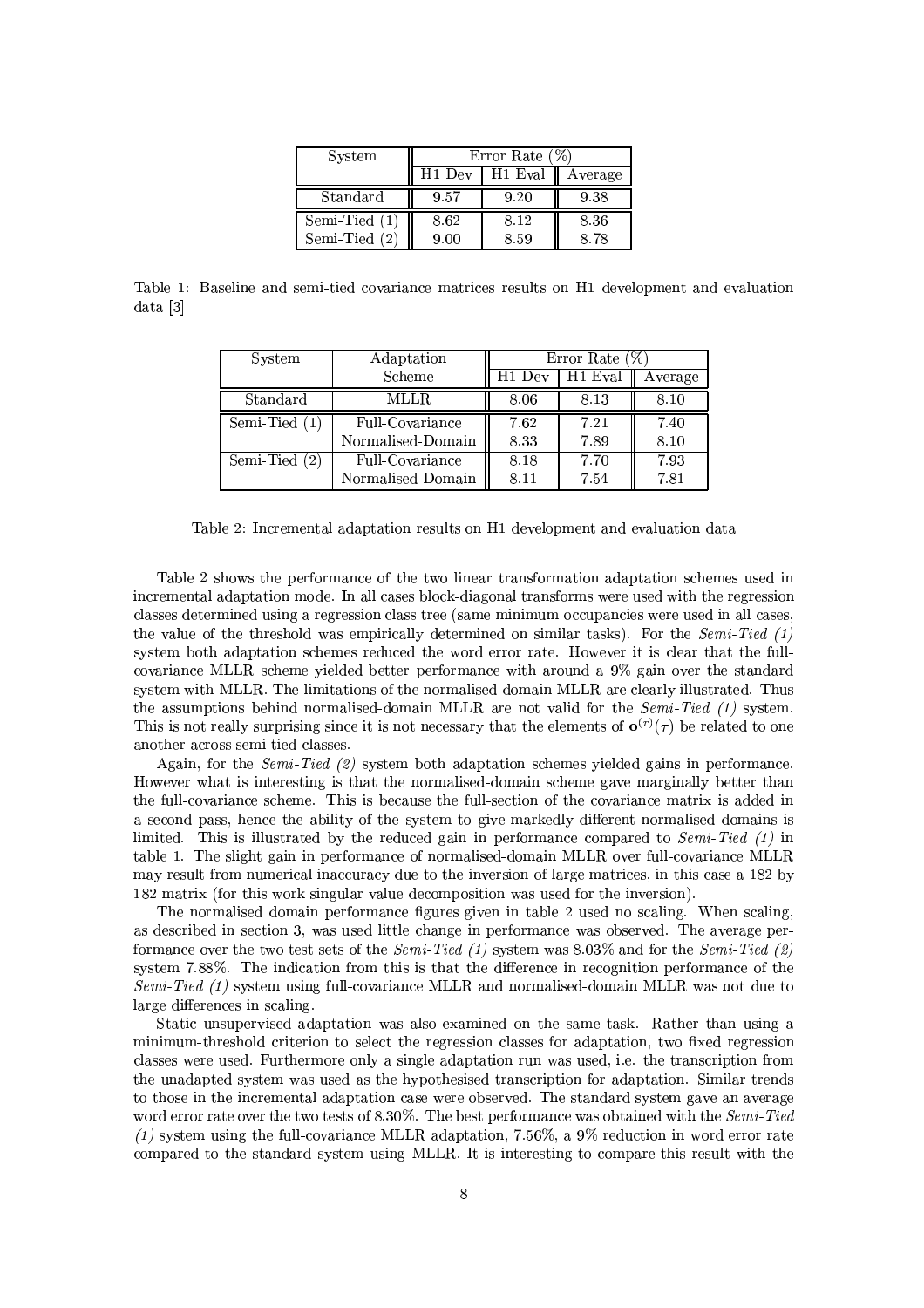| System | Error Rate (%) | | |
|---|---|---|---|
| | H1 Dev | H1 Eval | Average |
| Standard | 9.57 | 9.20 | 9.38 |
| Semi-Tied (1) | 8.62 | 8.12 | 8.36 |
| Semi-Tied (2) | 9.00 | 8.59 | 8.78 |

Table 1: Baseline and semi-tied covariance matrices results on H1 development and evaluation data [3]

| System | Adaptation Scheme | Error Rate (%) | | |
|---|---|---|---|---|
| | | H1 Dev | H1 Eval | Average |
| Standard | MLLR | 8.06 | 8.13 | 8.10 |
| Semi-Tied (1) | Full-Covariance | 7.62 | 7.21 | 7.40 |
| | Normalised-Domain | 8.33 | 7.89 | 8.10 |
| Semi-Tied (2) | Full-Covariance | 8.18 | 7.70 | 7.93 |
| | Normalised-Domain | 8.11 | 7.54 | 7.81 |

Table 2: Incremental adaptation results on H1 development and evaluation data

Table 2 shows the performance of the two linear transformation adaptation schemes used in incremental adaptation mode. In all cases block-diagonal transforms were used with the regression classes determined using a regression class tree (same minimum occupancies were used in all cases, the value of the threshold was empirically determined on similar tasks). For the *Semi-Tied (1)* system both adaptation schemes reduced the word error rate. However it is clear that the full-covariance MLLR scheme yielded better performance with around a 9% gain over the standard system with MLLR. The limitations of the normalised-domain MLLR are clearly illustrated. Thus the assumptions behind normalised-domain MLLR are not valid for the *Semi-Tied (1)* system. This is not really surprising since it is not necessary that the elements of $\mathbf{o}^{(r)}(\tau)$ be related to one another across semi-tied classes.

Again, for the *Semi-Tied (2)* system both adaptation schemes yielded gains in performance. However what is interesting is that the normalised-domain scheme gave marginally better than the full-covariance scheme. This is because the full-section of the covariance matrix is added in a second pass, hence the ability of the system to give markedly different normalised domains is limited. This is illustrated by the reduced gain in performance compared to *Semi-Tied (1)* in table 1. The slight gain in performance of normalised-domain MLLR over full-covariance MLLR may result from numerical inaccuracy due to the inversion of large matrices, in this case a 182 by 182 matrix (for this work singular value decomposition was used for the inversion).

The normalised domain performance figures given in table 2 used no scaling. When scaling, as described in section 3, was used little change in performance was observed. The average performance over the two test sets of the *Semi-Tied (1)* system was 8.03% and for the *Semi-Tied (2)* system 7.88%. The indication from this is that the difference in recognition performance of the *Semi-Tied (1)* system using full-covariance MLLR and normalised-domain MLLR was not due to large differences in scaling.

Static unsupervised adaptation was also examined on the same task. Rather than using a minimum-threshold criterion to select the regression classes for adaptation, two fixed regression classes were used. Furthermore only a single adaptation run was used, i.e. the transcription from the unadapted system was used as the hypothesised transcription for adaptation. Similar trends to those in the incremental adaptation case were observed. The standard system gave an average word error rate over the two tests of 8.30%. The best performance was obtained with the *Semi-Tied (1)* system using the full-covariance MLLR adaptation, 7.56%, a 9% reduction in word error rate compared to the standard system using MLLR. It is interesting to compare this result with the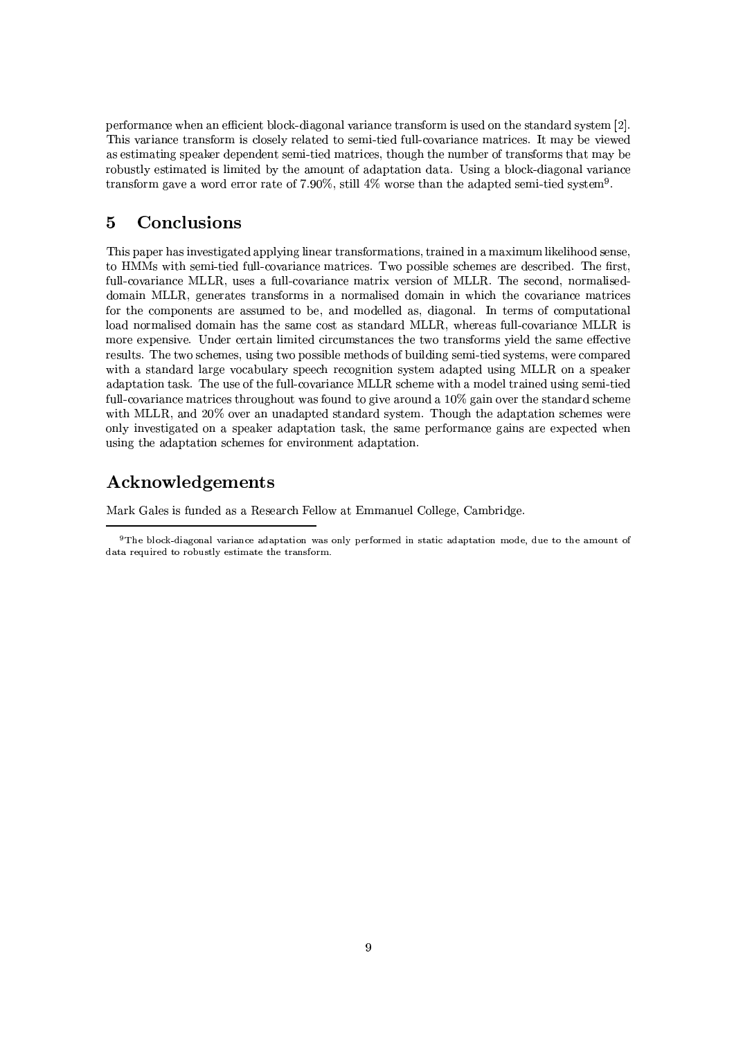performance when an efficient block-diagonal variance transform is used on the standard system [2]. This variance transform is closely related to semi-tied full-covariance matrices. It may be viewed as estimating speaker dependent semi-tied matrices, though the number of transforms that may be robustly estimated is limited by the amount of adaptation data. Using a block-diagonal variance transform gave a word error rate of 7.90%, still 4% worse than the adapted semi-tied system[9].

## 5 Conclusions

This paper has investigated applying linear transformations, trained in a maximum likelihood sense, to HMMs with semi-tied full-covariance matrices. Two possible schemes are described. The first, full-covariance MLLR, uses a full-covariance matrix version of MLLR. The second, normalised-domain MLLR, generates transforms in a normalised domain in which the covariance matrices for the components are assumed to be, and modelled as, diagonal. In terms of computational load normalised domain has the same cost as standard MLLR, whereas full-covariance MLLR is more expensive. Under certain limited circumstances the two transforms yield the same effective results. The two schemes, using two possible methods of building semi-tied systems, were compared with a standard large vocabulary speech recognition system adapted using MLLR on a speaker adaptation task. The use of the full-covariance MLLR scheme with a model trained using semi-tied full-covariance matrices throughout was found to give around a 10% gain over the standard scheme with MLLR, and 20% over an unadapted standard system. Though the adaptation schemes were only investigated on a speaker adaptation task, the same performance gains are expected when using the adaptation schemes for environment adaptation.

## Acknowledgements

Mark Gales is funded as a Research Fellow at Emmanuel College, Cambridge.

---

[9] The block-diagonal variance adaptation was only performed in static adaptation mode, due to the amount of data required to robustly estimate the transform.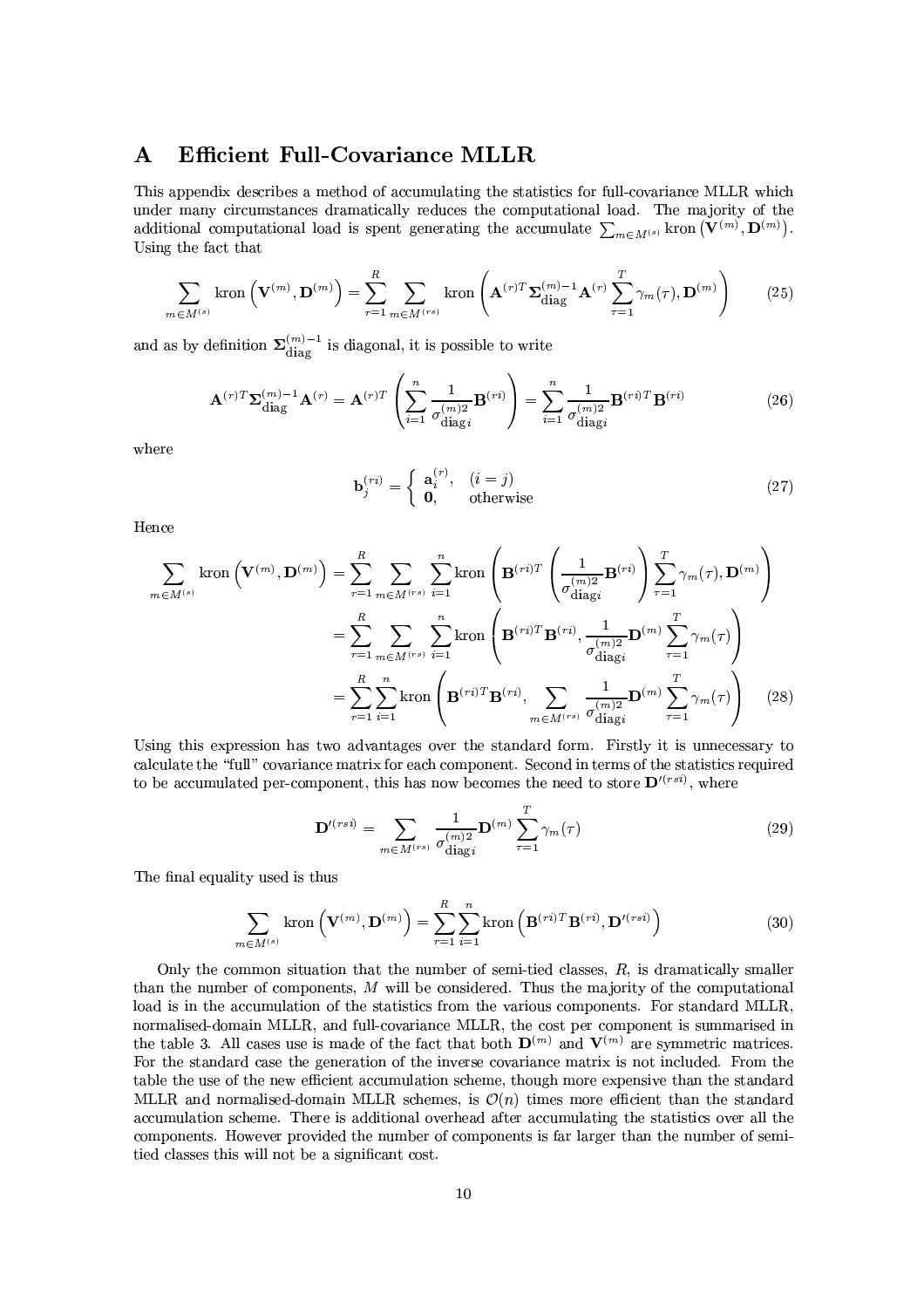## A Efficient Full-Covariance MLLR

This appendix describes a method of accumulating the statistics for full-covariance MLLR which under many circumstances dramatically reduces the computational load. The majority of the additional computational load is spent generating the accumulate $\sum_{m \in M^{(s)}} \text{kron}\left(\mathbf{V}^{(m)}, \mathbf{D}^{(m)}\right)$. Using the fact that

$$\sum_{m \in M^{(s)}} \text{kron}\left(\mathbf{V}^{(m)}, \mathbf{D}^{(m)}\right) = \sum_{r=1}^{R} \sum_{m \in M^{(rs)}} \text{kron}\left(\mathbf{A}^{(r)T} \boldsymbol{\Sigma}_{\text{diag}}^{(m)-1} \mathbf{A}^{(r)} \sum_{\tau=1}^{T} \gamma_m(\tau), \mathbf{D}^{(m)}\right) \tag{25}$$

and as by definition $\boldsymbol{\Sigma}_{\text{diag}}^{(m)-1}$ is diagonal, it is possible to write

$$\mathbf{A}^{(r)T} \boldsymbol{\Sigma}_{\text{diag}}^{(m)-1} \mathbf{A}^{(r)} = \mathbf{A}^{(r)T} \left( \sum_{i=1}^{n} \frac{1}{\sigma_{\text{diag}i}^{(m)2}} \mathbf{B}^{(ri)} \right) = \sum_{i=1}^{n} \frac{1}{\sigma_{\text{diag}i}^{(m)2}} \mathbf{B}^{(ri)T} \mathbf{B}^{(ri)} \tag{26}$$

where

$$\mathbf{b}_j^{(ri)} = \begin{cases} \mathbf{a}_i^{(r)}, & (i = j) \\ \mathbf{0}, & \text{otherwise} \end{cases} \tag{27}$$

Hence

$$\begin{aligned}
\sum_{m \in M^{(s)}} \text{kron}\left(\mathbf{V}^{(m)}, \mathbf{D}^{(m)}\right) &= \sum_{r=1}^{R} \sum_{m \in M^{(rs)}} \sum_{i=1}^{n} \text{kron}\left(\mathbf{B}^{(ri)T} \left( \frac{1}{\sigma_{\text{diag}i}^{(m)2}} \mathbf{B}^{(ri)} \right) \sum_{\tau=1}^{T} \gamma_m(\tau), \mathbf{D}^{(m)}\right) \\
&= \sum_{r=1}^{R} \sum_{m \in M^{(rs)}} \sum_{i=1}^{n} \text{kron}\left(\mathbf{B}^{(ri)T} \mathbf{B}^{(ri)}, \frac{1}{\sigma_{\text{diag}i}^{(m)2}} \mathbf{D}^{(m)} \sum_{\tau=1}^{T} \gamma_m(\tau)\right) \\
&= \sum_{r=1}^{R} \sum_{i=1}^{n} \text{kron}\left(\mathbf{B}^{(ri)T} \mathbf{B}^{(ri)}, \sum_{m \in M^{(rs)}} \frac{1}{\sigma_{\text{diag}i}^{(m)2}} \mathbf{D}^{(m)} \sum_{\tau=1}^{T} \gamma_m(\tau)\right)
\end{aligned} \tag{28}$$

Using this expression has two advantages over the standard form. Firstly it is unnecessary to calculate the "full" covariance matrix for each component. Second in terms of the statistics required to be accumulated per-component, this has now becomes the need to store $\mathbf{D}'^{(rsi)}$, where

$$\mathbf{D}'^{(rsi)} = \sum_{m \in M^{(rs)}} \frac{1}{\sigma_{\text{diag}i}^{(m)2}} \mathbf{D}^{(m)} \sum_{\tau=1}^{T} \gamma_m(\tau) \tag{29}$$

The final equality used is thus

$$\sum_{m \in M^{(s)}} \text{kron}\left(\mathbf{V}^{(m)}, \mathbf{D}^{(m)}\right) = \sum_{r=1}^{R} \sum_{i=1}^{n} \text{kron}\left(\mathbf{B}^{(ri)T} \mathbf{B}^{(ri)}, \mathbf{D}'^{(rsi)}\right) \tag{30}$$

Only the common situation that the number of semi-tied classes, $R$, is dramatically smaller than the number of components, $M$ will be considered. Thus the majority of the computational load is in the accumulation of the statistics from the various components. For standard MLLR, normalised-domain MLLR, and full-covariance MLLR, the cost per component is summarised in the table 3. All cases use is made of the fact that both $\mathbf{D}^{(m)}$ and $\mathbf{V}^{(m)}$ are symmetric matrices. For the standard case the generation of the inverse covariance matrix is not included. From the table the use of the new efficient accumulation scheme, though more expensive than the standard MLLR and normalised-domain MLLR schemes, is $\mathcal{O}(n)$ times more efficient than the standard accumulation scheme. There is additional overhead after accumulating the statistics over all the components. However provided the number of components is far larger than the number of semi-tied classes this will not be a significant cost.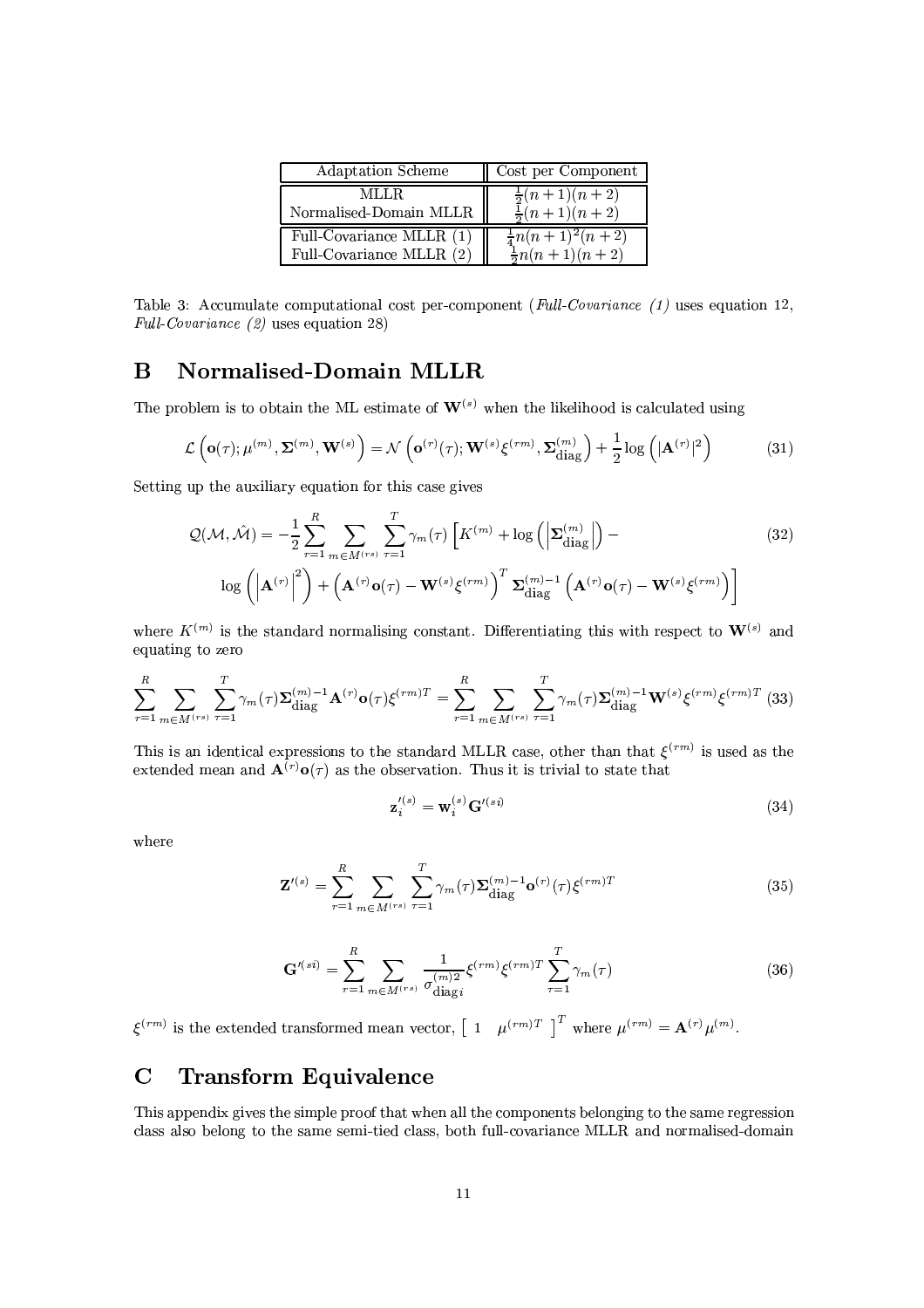| Adaptation Scheme | Cost per Component |
|---|---|
| MLLR | $\frac{1}{2}(n+1)(n+2)$ |
| Normalised-Domain MLLR | $\frac{1}{2}(n+1)(n+2)$ |
| Full-Covariance MLLR (1) | $\frac{1}{4}n(n+1)^2(n+2)$ |
| Full-Covariance MLLR (2) | $\frac{1}{2}n(n+1)(n+2)$ |

Table 3: Accumulate computational cost per-component (*Full-Covariance (1)* uses equation 12, *Full-Covariance (2)* uses equation 28)

# B Normalised-Domain MLLR

The problem is to obtain the ML estimate of $\mathbf{W}^{(s)}$ when the likelihood is calculated using

$$\mathcal{L}\left(\mathbf{o}(\tau);\mu^{(m)},\mathbf{\Sigma}^{(m)},\mathbf{W}^{(s)}\right)=\mathcal{N}\left(\mathbf{o}^{(r)}(\tau);\mathbf{W}^{(s)}\xi^{(rm)},\mathbf{\Sigma}^{(m)}_{\text{diag}}\right)+\frac{1}{2}\log\left(|\mathbf{A}^{(r)}|^2\right) \tag{31}$$

Setting up the auxiliary equation for this case gives

$$\mathcal{Q}(\mathcal{M},\hat{\mathcal{M}})=-\frac{1}{2}\sum_{r=1}^{R}\sum_{m\in M^{(rs)}}\sum_{\tau=1}^{T}\gamma_m(\tau)\left[K^{(m)}+\log\left(\left|\mathbf{\Sigma}^{(m)}_{\text{diag}}\right|\right)-\right. \tag{32}$$
$$\left.\log\left(\left|\mathbf{A}^{(r)}\right|^2\right)+\left(\mathbf{A}^{(r)}\mathbf{o}(\tau)-\mathbf{W}^{(s)}\xi^{(rm)}\right)^T\mathbf{\Sigma}^{(m)-1}_{\text{diag}}\left(\mathbf{A}^{(r)}\mathbf{o}(\tau)-\mathbf{W}^{(s)}\xi^{(rm)}\right)\right]$$

where $K^{(m)}$ is the standard normalising constant. Differentiating this with respect to $\mathbf{W}^{(s)}$ and equating to zero

$$\sum_{r=1}^{R}\sum_{m\in M^{(rs)}}\sum_{\tau=1}^{T}\gamma_m(\tau)\mathbf{\Sigma}^{(m)-1}_{\text{diag}}\mathbf{A}^{(r)}\mathbf{o}(\tau)\xi^{(rm)T}=\sum_{r=1}^{R}\sum_{m\in M^{(rs)}}\sum_{\tau=1}^{T}\gamma_m(\tau)\mathbf{\Sigma}^{(m)-1}_{\text{diag}}\mathbf{W}^{(s)}\xi^{(rm)}\xi^{(rm)T} \tag{33}$$

This is an identical expressions to the standard MLLR case, other than that $\xi^{(rm)}$ is used as the extended mean and $\mathbf{A}^{(r)}\mathbf{o}(\tau)$ as the observation. Thus it is trivial to state that

$$\mathbf{z}'^{(s)}_i=\mathbf{w}^{(s)}_i\mathbf{G}'^{(si)} \tag{34}$$

where

$$\mathbf{Z}'^{(s)}=\sum_{r=1}^{R}\sum_{m\in M^{(rs)}}\sum_{\tau=1}^{T}\gamma_m(\tau)\mathbf{\Sigma}^{(m)-1}_{\text{diag}}\mathbf{o}^{(r)}(\tau)\xi^{(rm)T} \tag{35}$$

$$\mathbf{G}'^{(si)}=\sum_{r=1}^{R}\sum_{m\in M^{(rs)}}\frac{1}{\sigma^{(m)2}_{\text{diag}i}}\xi^{(rm)}\xi^{(rm)T}\sum_{\tau=1}^{T}\gamma_m(\tau) \tag{36}$$

$\xi^{(rm)}$ is the extended transformed mean vector, $\begin{bmatrix}1 & \mu^{(rm)T}\end{bmatrix}^T$ where $\mu^{(rm)}=\mathbf{A}^{(r)}\mu^{(m)}$.

# C Transform Equivalence

This appendix gives the simple proof that when all the components belonging to the same regression class also belong to the same semi-tied class, both full-covariance MLLR and normalised-domain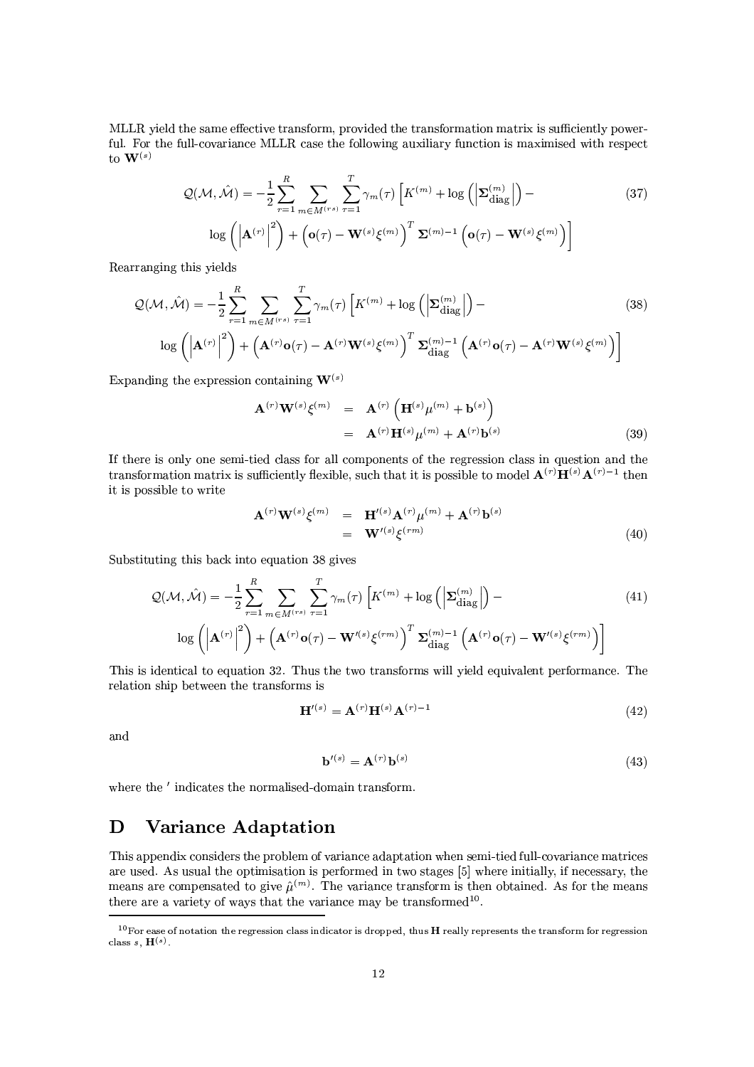MLLR yield the same effective transform, provided the transformation matrix is sufficiently powerful. For the full-covariance MLLR case the following auxiliary function is maximised with respect to $\mathbf{W}^{(s)}$

$$
\begin{aligned}
\mathcal{Q}(\mathcal{M},\hat{\mathcal{M}}) = -\frac{1}{2}\sum_{r=1}^{R}\sum_{m\in M^{(rs)}}\sum_{\tau=1}^{T}\gamma_m(\tau)\Big[K^{(m)} + \log\left(\left|\boldsymbol{\Sigma}_{\text{diag}}^{(m)}\right|\right) - \\
\log\left(\left|\mathbf{A}^{(r)}\right|^2\right) + \left(\mathbf{o}(\tau) - \mathbf{W}^{(s)}\xi^{(m)}\right)^T \boldsymbol{\Sigma}^{(m)-1}\left(\mathbf{o}(\tau) - \mathbf{W}^{(s)}\xi^{(m)}\right)\Big]
\end{aligned}
\tag{37}
$$

Rearranging this yields

$$
\begin{aligned}
\mathcal{Q}(\mathcal{M},\hat{\mathcal{M}}) = -\frac{1}{2}\sum_{r=1}^{R}\sum_{m\in M^{(rs)}}\sum_{\tau=1}^{T}\gamma_m(\tau)\Big[K^{(m)} + \log\left(\left|\boldsymbol{\Sigma}_{\text{diag}}^{(m)}\right|\right) - \\
\log\left(\left|\mathbf{A}^{(r)}\right|^2\right) + \left(\mathbf{A}^{(r)}\mathbf{o}(\tau) - \mathbf{A}^{(r)}\mathbf{W}^{(s)}\xi^{(m)}\right)^T \boldsymbol{\Sigma}_{\text{diag}}^{(m)-1}\left(\mathbf{A}^{(r)}\mathbf{o}(\tau) - \mathbf{A}^{(r)}\mathbf{W}^{(s)}\xi^{(m)}\right)\Big]
\end{aligned}
\tag{38}
$$

Expanding the expression containing $\mathbf{W}^{(s)}$

$$
\begin{aligned}
\mathbf{A}^{(r)}\mathbf{W}^{(s)}\xi^{(m)} &= \mathbf{A}^{(r)}\left(\mathbf{H}^{(s)}\mu^{(m)} + \mathbf{b}^{(s)}\right) \\
&= \mathbf{A}^{(r)}\mathbf{H}^{(s)}\mu^{(m)} + \mathbf{A}^{(r)}\mathbf{b}^{(s)}
\end{aligned}
\tag{39}
$$

If there is only one semi-tied class for all components of the regression class in question and the transformation matrix is sufficiently flexible, such that it is possible to model $\mathbf{A}^{(r)}\mathbf{H}^{(s)}\mathbf{A}^{(r)-1}$ then it is possible to write

$$
\begin{aligned}
\mathbf{A}^{(r)}\mathbf{W}^{(s)}\xi^{(m)} &= \mathbf{H}'^{(s)}\mathbf{A}^{(r)}\mu^{(m)} + \mathbf{A}^{(r)}\mathbf{b}^{(s)} \\
&= \mathbf{W}'^{(s)}\xi^{(rm)}
\end{aligned}
\tag{40}
$$

Substituting this back into equation 38 gives

$$
\begin{aligned}
\mathcal{Q}(\mathcal{M},\hat{\mathcal{M}}) = -\frac{1}{2}\sum_{r=1}^{R}\sum_{m\in M^{(rs)}}\sum_{\tau=1}^{T}\gamma_m(\tau)\Big[K^{(m)} + \log\left(\left|\boldsymbol{\Sigma}_{\text{diag}}^{(m)}\right|\right) - \\
\log\left(\left|\mathbf{A}^{(r)}\right|^2\right) + \left(\mathbf{A}^{(r)}\mathbf{o}(\tau) - \mathbf{W}'^{(s)}\xi^{(rm)}\right)^T \boldsymbol{\Sigma}_{\text{diag}}^{(m)-1}\left(\mathbf{A}^{(r)}\mathbf{o}(\tau) - \mathbf{W}'^{(s)}\xi^{(rm)}\right)\Big]
\end{aligned}
\tag{41}
$$

This is identical to equation 32. Thus the two transforms will yield equivalent performance. The relation ship between the transforms is

$$
\mathbf{H}'^{(s)} = \mathbf{A}^{(r)}\mathbf{H}^{(s)}\mathbf{A}^{(r)-1}
\tag{42}
$$

and

$$
\mathbf{b}'^{(s)} = \mathbf{A}^{(r)}\mathbf{b}^{(s)}
\tag{43}
$$

where the $'$ indicates the normalised-domain transform.

# D Variance Adaptation

This appendix considers the problem of variance adaptation when semi-tied full-covariance matrices are used. As usual the optimisation is performed in two stages [5] where initially, if necessary, the means are compensated to give $\hat{\mu}^{(m)}$. The variance transform is then obtained. As for the means there are a variety of ways that the variance may be transformed[10].

[10] For ease of notation the regression class indicator is dropped, thus $\mathbf{H}$ really represents the transform for regression class $s$, $\mathbf{H}^{(s)}$.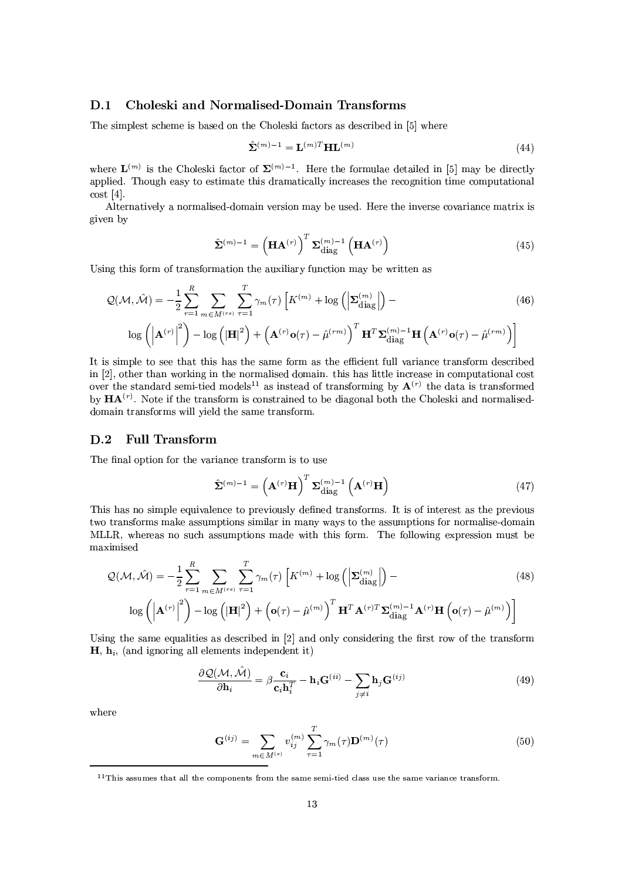### D.1 Choleski and Normalised-Domain Transforms

The simplest scheme is based on the Choleski factors as described in [5] where

$$\hat{\boldsymbol{\Sigma}}^{(m)-1} = \mathbf{L}^{(m)T}\mathbf{H}\mathbf{L}^{(m)} \tag{44}$$

where $\mathbf{L}^{(m)}$ is the Choleski factor of $\boldsymbol{\Sigma}^{(m)-1}$. Here the formulae detailed in [5] may be directly applied. Though easy to estimate this dramatically increases the recognition time computational cost [4].

Alternatively a normalised-domain version may be used. Here the inverse covariance matrix is given by

$$\hat{\boldsymbol{\Sigma}}^{(m)-1} = \left(\mathbf{H}\mathbf{A}^{(r)}\right)^T \boldsymbol{\Sigma}_{\text{diag}}^{(m)-1}\left(\mathbf{H}\mathbf{A}^{(r)}\right) \tag{45}$$

Using this form of transformation the auxiliary function may be written as

$$\mathcal{Q}(\mathcal{M},\hat{\mathcal{M}}) = -\frac{1}{2}\sum_{r=1}^{R}\sum_{m\in M^{(rs)}}\sum_{\tau=1}^{T}\gamma_m(\tau)\left[K^{(m)} + \log\left(\left|\boldsymbol{\Sigma}_{\text{diag}}^{(m)}\right|\right) - \right. \tag{46}$$
$$\left.\log\left(\left|\mathbf{A}^{(r)}\right|^2\right) - \log\left(|\mathbf{H}|^2\right) + \left(\mathbf{A}^{(r)}\mathbf{o}(\tau) - \hat{\mu}^{(rm)}\right)^T\mathbf{H}^T\boldsymbol{\Sigma}_{\text{diag}}^{(m)-1}\mathbf{H}\left(\mathbf{A}^{(r)}\mathbf{o}(\tau) - \hat{\mu}^{(rm)}\right)\right]$$

It is simple to see that this has the same form as the efficient full variance transform described in [2], other than working in the normalised domain. this has little increase in computational cost over the standard semi-tied models[11] as instead of transforming by $\mathbf{A}^{(r)}$ the data is transformed by $\mathbf{H}\mathbf{A}^{(r)}$. Note if the transform is constrained to be diagonal both the Choleski and normalised-domain transforms will yield the same transform.

### D.2 Full Transform

The final option for the variance transform is to use

$$\hat{\boldsymbol{\Sigma}}^{(m)-1} = \left(\mathbf{A}^{(r)}\mathbf{H}\right)^T \boldsymbol{\Sigma}_{\text{diag}}^{(m)-1}\left(\mathbf{A}^{(r)}\mathbf{H}\right) \tag{47}$$

This has no simple equivalence to previously defined transforms. It is of interest as the previous two transforms make assumptions similar in many ways to the assumptions for normalise-domain MLLR, whereas no such assumptions made with this form. The following expression must be maximised

$$\mathcal{Q}(\mathcal{M},\hat{\mathcal{M}}) = -\frac{1}{2}\sum_{r=1}^{R}\sum_{m\in M^{(rs)}}\sum_{\tau=1}^{T}\gamma_m(\tau)\left[K^{(m)} + \log\left(\left|\boldsymbol{\Sigma}_{\text{diag}}^{(m)}\right|\right) - \right. \tag{48}$$
$$\left.\log\left(\left|\mathbf{A}^{(r)}\right|^2\right) - \log\left(|\mathbf{H}|^2\right) + \left(\mathbf{o}(\tau) - \hat{\mu}^{(m)}\right)^T\mathbf{H}^T\mathbf{A}^{(r)T}\boldsymbol{\Sigma}_{\text{diag}}^{(m)-1}\mathbf{A}^{(r)}\mathbf{H}\left(\mathbf{o}(\tau) - \hat{\mu}^{(m)}\right)\right]$$

Using the same equalities as described in [2] and only considering the first row of the transform $\mathbf{H}$, $\mathbf{h}_i$, (and ignoring all elements independent it)

$$\frac{\partial\mathcal{Q}(\mathcal{M},\hat{\mathcal{M}})}{\partial\mathbf{h}_i} = \beta\frac{\mathbf{c}_i}{\mathbf{c}_i\mathbf{h}_i^T} - \mathbf{h}_i\mathbf{G}^{(ii)} - \sum_{j\neq i}\mathbf{h}_j\mathbf{G}^{(ij)} \tag{49}$$

where

$$\mathbf{G}^{(ij)} = \sum_{m\in M^{(s)}} v_{ij}^{(m)}\sum_{\tau=1}^{T}\gamma_m(\tau)\mathbf{D}^{(m)}(\tau) \tag{50}$$

[11] This assumes that all the components from the same semi-tied class use the same variance transform.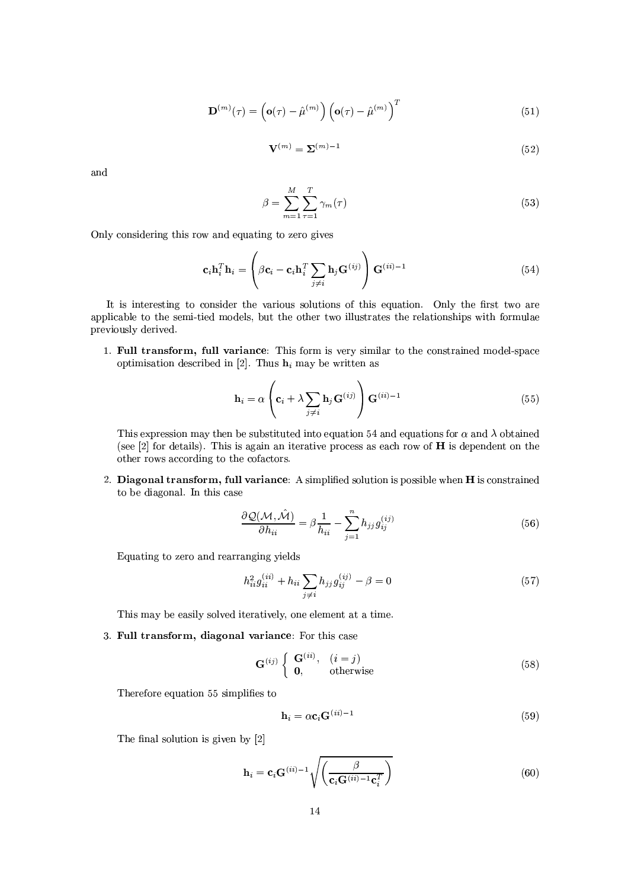$$\mathbf{D}^{(m)}(\tau) = \left(\mathbf{o}(\tau) - \hat{\mu}^{(m)}\right)\left(\mathbf{o}(\tau) - \hat{\mu}^{(m)}\right)^T \tag{51}$$

$$\mathbf{V}^{(m)} = \mathbf{\Sigma}^{(m)-1} \tag{52}$$

and

$$\beta = \sum_{m=1}^{M}\sum_{\tau=1}^{T}\gamma_m(\tau) \tag{53}$$

Only considering this row and equating to zero gives

$$\mathbf{c}_i\mathbf{h}_i^T\mathbf{h}_i = \left(\beta\mathbf{c}_i - \mathbf{c}_i\mathbf{h}_i^T\sum_{j\neq i}\mathbf{h}_j\mathbf{G}^{(ij)}\right)\mathbf{G}^{(ii)-1} \tag{54}$$

It is interesting to consider the various solutions of this equation. Only the first two are applicable to the semi-tied models, but the other two illustrates the relationships with formulae previously derived.

1. **Full transform, full variance**: This form is very similar to the constrained model-space optimisation described in [2]. Thus $\mathbf{h}_i$ may be written as

$$\mathbf{h}_i = \alpha\left(\mathbf{c}_i + \lambda\sum_{j\neq i}\mathbf{h}_j\mathbf{G}^{(ij)}\right)\mathbf{G}^{(ii)-1} \tag{55}$$

This expression may then be substituted into equation 54 and equations for $\alpha$ and $\lambda$ obtained (see [2] for details). This is again an iterative process as each row of $\mathbf{H}$ is dependent on the other rows according to the cofactors.

2. **Diagonal transform, full variance**: A simplified solution is possible when $\mathbf{H}$ is constrained to be diagonal. In this case

$$\frac{\partial\mathcal{Q}(\mathcal{M},\hat{\mathcal{M}})}{\partial h_{ii}} = \beta\frac{1}{h_{ii}} - \sum_{j=1}^{n}h_{jj}g_{ij}^{(ij)} \tag{56}$$

Equating to zero and rearranging yields

$$h_{ii}^2 g_{ii}^{(ii)} + h_{ii}\sum_{j\neq i}h_{jj}g_{ij}^{(ij)} - \beta = 0 \tag{57}$$

This may be easily solved iteratively, one element at a time.

3. **Full transform, diagonal variance**: For this case

$$\mathbf{G}^{(ij)}\begin{cases}\mathbf{G}^{(ii)}, & (i=j)\\ \mathbf{0}, & \text{otherwise}\end{cases} \tag{58}$$

Therefore equation 55 simplifies to

$$\mathbf{h}_i = \alpha\mathbf{c}_i\mathbf{G}^{(ii)-1} \tag{59}$$

The final solution is given by [2]

$$\mathbf{h}_i = \mathbf{c}_i\mathbf{G}^{(ii)-1}\sqrt{\left(\frac{\beta}{\mathbf{c}_i\mathbf{G}^{(ii)-1}\mathbf{c}_i^T}\right)} \tag{60}$$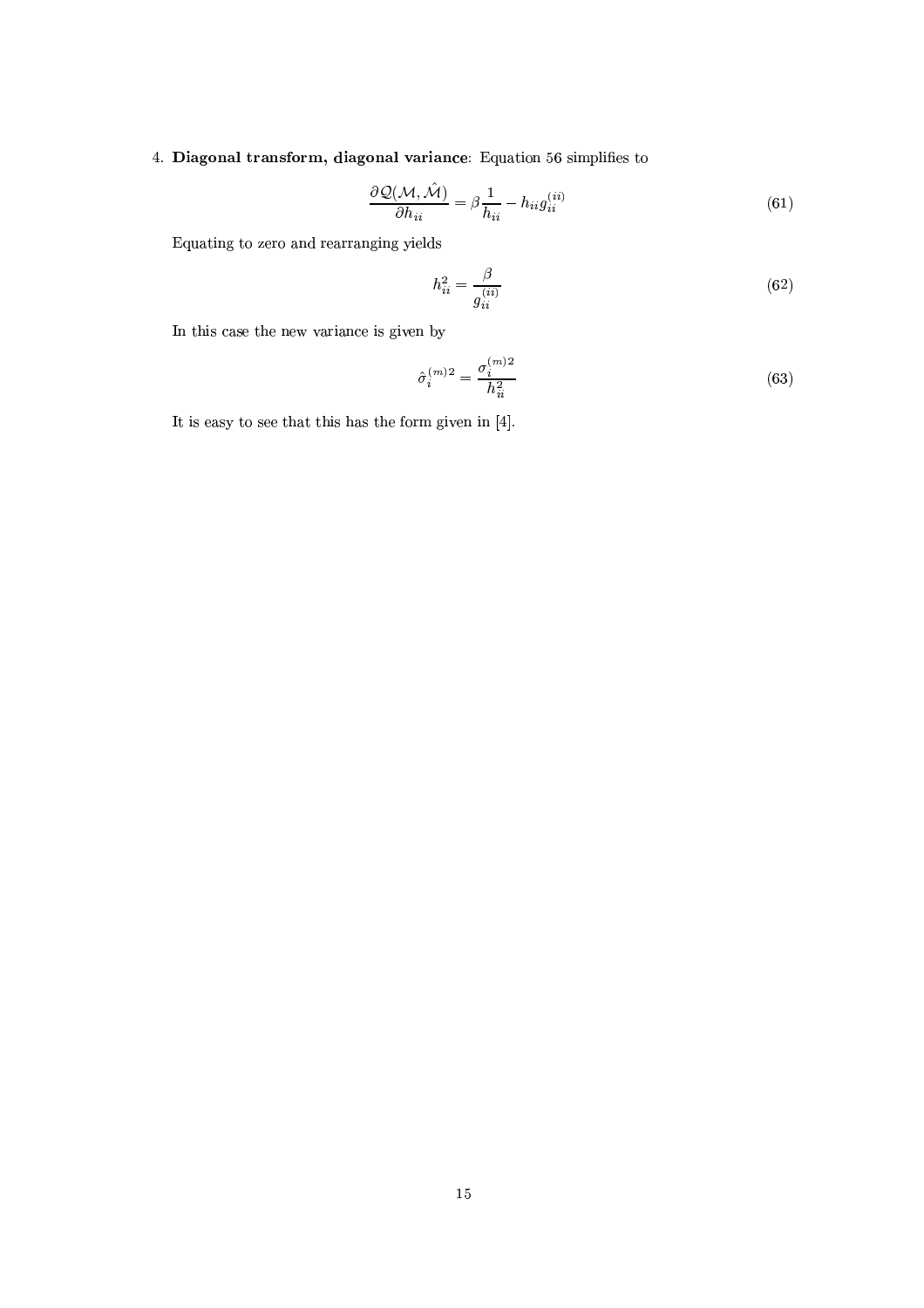4. **Diagonal transform, diagonal variance**: Equation 56 simplifies to

$$\frac{\partial \mathcal{Q}(\mathcal{M}, \hat{\mathcal{M}})}{\partial h_{ii}} = \beta \frac{1}{h_{ii}} - h_{ii} g_{ii}^{(ii)} \tag{61}$$

Equating to zero and rearranging yields

$$h_{ii}^2 = \frac{\beta}{g_{ii}^{(ii)}} \tag{62}$$

In this case the new variance is given by

$$\hat{\sigma}_i^{(m)2} = \frac{\sigma_i^{(m)2}}{h_{ii}^2} \tag{63}$$

It is easy to see that this has the form given in [4].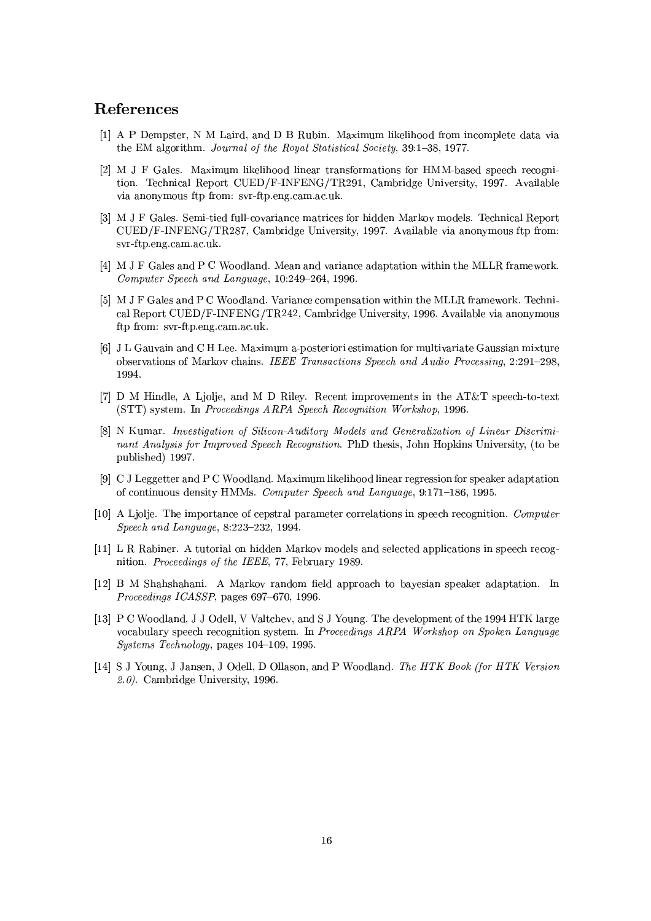## References

[1] A P Dempster, N M Laird, and D B Rubin. Maximum likelihood from incomplete data via the EM algorithm. *Journal of the Royal Statistical Society*, 39:1–38, 1977.

[2] M J F Gales. Maximum likelihood linear transformations for HMM-based speech recognition. Technical Report CUED/F-INFENG/TR291, Cambridge University, 1997. Available via anonymous ftp from: svr-ftp.eng.cam.ac.uk.

[3] M J F Gales. Semi-tied full-covariance matrices for hidden Markov models. Technical Report CUED/F-INFENG/TR287, Cambridge University, 1997. Available via anonymous ftp from: svr-ftp.eng.cam.ac.uk.

[4] M J F Gales and P C Woodland. Mean and variance adaptation within the MLLR framework. *Computer Speech and Language*, 10:249–264, 1996.

[5] M J F Gales and P C Woodland. Variance compensation within the MLLR framework. Technical Report CUED/F-INFENG/TR242, Cambridge University, 1996. Available via anonymous ftp from: svr-ftp.eng.cam.ac.uk.

[6] J L Gauvain and C H Lee. Maximum a-posteriori estimation for multivariate Gaussian mixture observations of Markov chains. *IEEE Transactions Speech and Audio Processing*, 2:291–298, 1994.

[7] D M Hindle, A Ljolje, and M D Riley. Recent improvements in the AT&T speech-to-text (STT) system. In *Proceedings ARPA Speech Recognition Workshop*, 1996.

[8] N Kumar. *Investigation of Silicon-Auditory Models and Generalization of Linear Discriminant Analysis for Improved Speech Recognition*. PhD thesis, John Hopkins University, (to be published) 1997.

[9] C J Leggetter and P C Woodland. Maximum likelihood linear regression for speaker adaptation of continuous density HMMs. *Computer Speech and Language*, 9:171–186, 1995.

[10] A Ljolje. The importance of cepstral parameter correlations in speech recognition. *Computer Speech and Language*, 8:223–232, 1994.

[11] L R Rabiner. A tutorial on hidden Markov models and selected applications in speech recognition. *Proceedings of the IEEE*, 77, February 1989.

[12] B M Shahshahani. A Markov random field approach to bayesian speaker adaptation. In *Proceedings ICASSP*, pages 697–670, 1996.

[13] P C Woodland, J J Odell, V Valtchev, and S J Young. The development of the 1994 HTK large vocabulary speech recognition system. In *Proceedings ARPA Workshop on Spoken Language Systems Technology*, pages 104–109, 1995.

[14] S J Young, J Jansen, J Odell, D Ollason, and P Woodland. *The HTK Book (for HTK Version 2.0)*. Cambridge University, 1996.